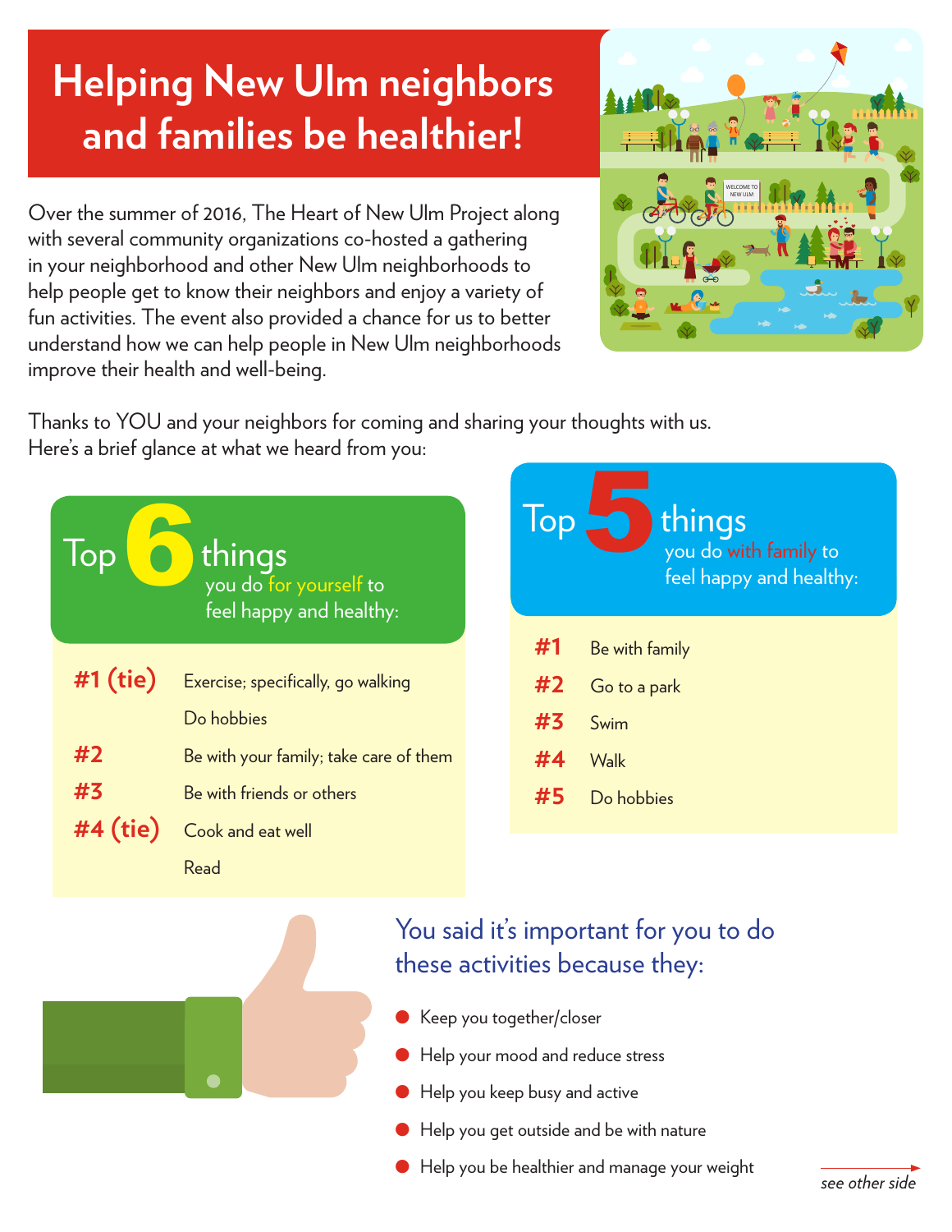# Helping New Ulm neighbors and families be healthier!

Over the summer of 2016, The Heart of New Ulm Project along with several community organizations co-hosted a gathering in your neighborhood and other New Ulm neighborhoods to help people get to know their neighbors and enjoy a variety of fun activities. The event also provided a chance for us to better understand how we can help people in New Ulm neighborhoods improve their health and well-being.

Thanks to YOU and your neighbors for coming and sharing your thoughts with us. Here's a brief glance at what we heard from you:

## Top 6 things you do for yourself to feel happy and healthy:

- **#1 (tie)** Exercise; specifically, go walking
- Do hobbies
- **#2** Be with your family; take care of them
- **#3** Be with friends or others
- **#4 (tie)** Cook and eat well
- Read

## Top 5 things you do with family to feel happy and healthy:

- **#1** Be with family
- **#2** Go to a park
- **#3** Swim
- **#4** Walk
- **#5** Do hobbies

## You said it's important for you to do these activities because they:

- Keep you together/closer
- Help your mood and reduce stress
- Help you keep busy and active
- Help you get outside and be with nature
- Help you be healthier and manage your weight

*see other side*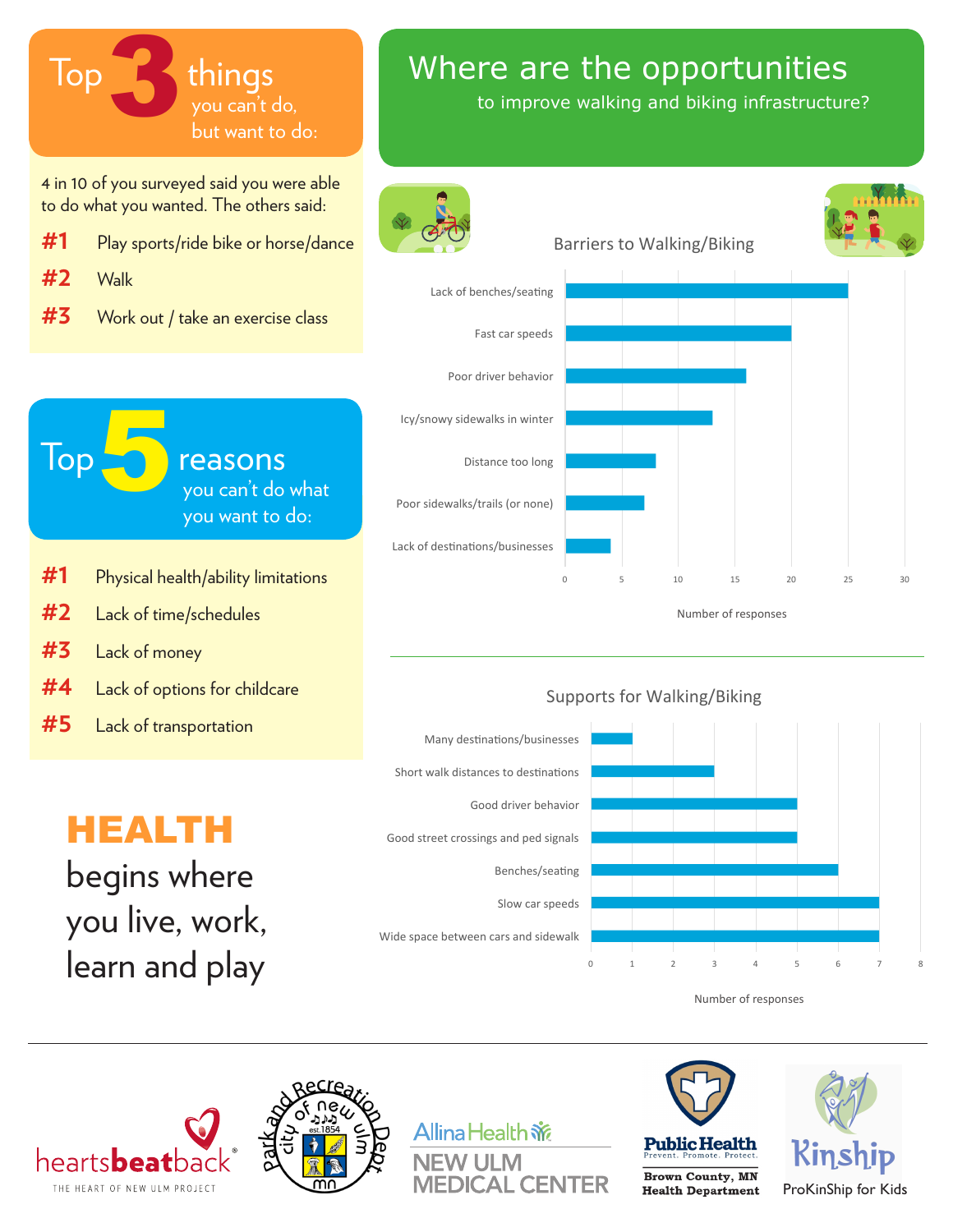# Top 3 things you can't do, but want to do:

4 in 10 of you surveyed said you were able to do what you wanted. The others said:

**#1** Play sports/ride bike or horse/dance

**#2** Walk

**#3** Work out / take an exercise class

# Top 5 reasons you can't do what you want to do:

**#1** Physical health/ability limitations

**#2** Lack of time/schedules

**#3** Lack of money

**#4** Lack of options for childcare

**#5** Lack of transportation

**HEALTH** begins where you live, work, learn and play

# Where are the opportunities to improve walking and biking infrastructure?

Barriers to Walking/Biking

Lack of benches/seating

Fast car speeds

Poor driver behavior

Icy/snowy sidewalks in winter

Distance too long

Poor sidewalks/trails (or none)

Lack of destinations/businesses

0 5 10 15 20 25 30

Number of responses

Supports for Walking/Biking

Many destinations/businesses

Short walk distances to destinations

Good driver behavior

Good street crossings and ped signals

Benches/seating

Slow car speeds

Wide space between cars and sidewalk

0 1 2 3 4 5 6 7 8

Number of responses

heartsbeatback® THE HEART OF NEW ULM PROJECT

Park and Recreation Dept. city of new ulm mn est. 1854

Allina Health NEW ULM MEDICAL CENTER

Public Health Prevent. Promote. Protect. Brown County, MN Health Department

Kinship ProKinShip for Kids